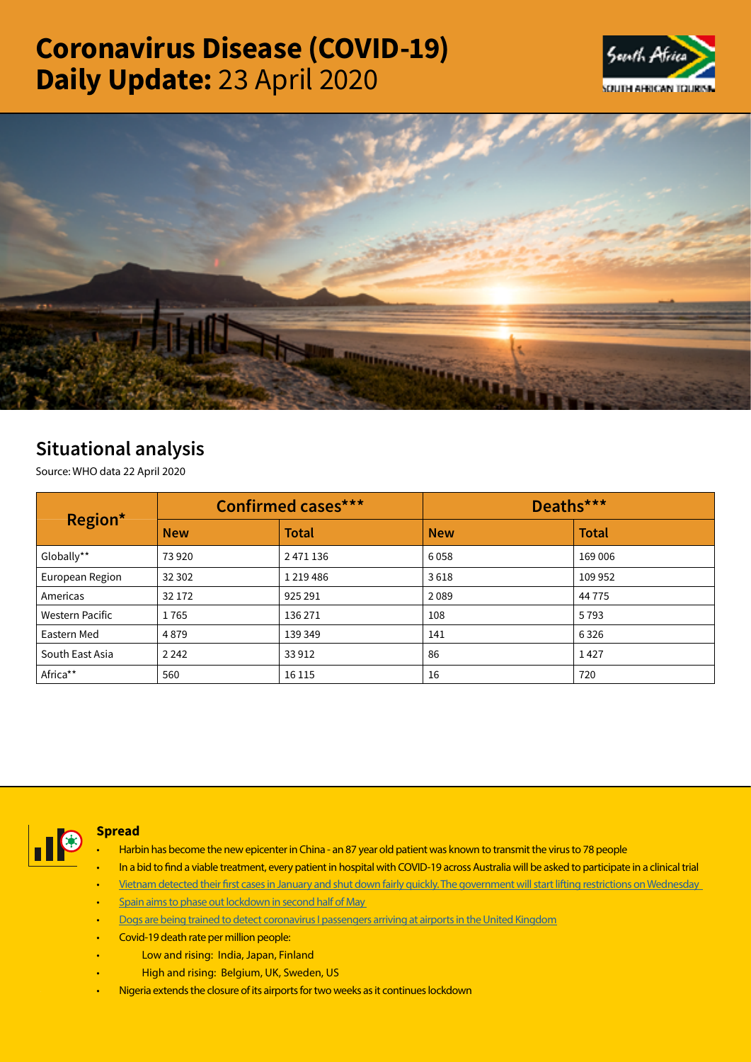# Coronavirus Disease (COVID-19) Daily Update: 23 April 2020

## Situational analysis

Source: WHO data 22 April 2020

| Region* | Confirmed cases*** | | Deaths*** | |
|---|---|---|---|---|
| | New | Total | New | Total |
| Globally** | 73 920 | 2 471 136 | 6 058 | 169 006 |
| European Region | 32 302 | 1 219 486 | 3 618 | 109 952 |
| Americas | 32 172 | 925 291 | 2 089 | 44 775 |
| Western Pacific | 1 765 | 136 271 | 108 | 5 793 |
| Eastern Med | 4 879 | 139 349 | 141 | 6 326 |
| South East Asia | 2 242 | 33 912 | 86 | 1 427 |
| Africa** | 560 | 16 115 | 16 | 720 |

### Spread

- Harbin has become the new epicenter in China - an 87 year old patient was known to transmit the virus to 78 people
- In a bid to find a viable treatment, every patient in hospital with COVID-19 across Australia will be asked to participate in a clinical trial
- Vietnam detected their first cases in January and shut down fairly quickly. The government will start lifting restrictions on Wednesday
- Spain aims to phase out lockdown in second half of May
- Dogs are being trained to detect coronavirus I passengers arriving at airports in the United Kingdom
- Covid-19 death rate per million people:
  - Low and rising: India, Japan, Finland
  - High and rising: Belgium, UK, Sweden, US
- Nigeria extends the closure of its airports for two weeks as it continues lockdown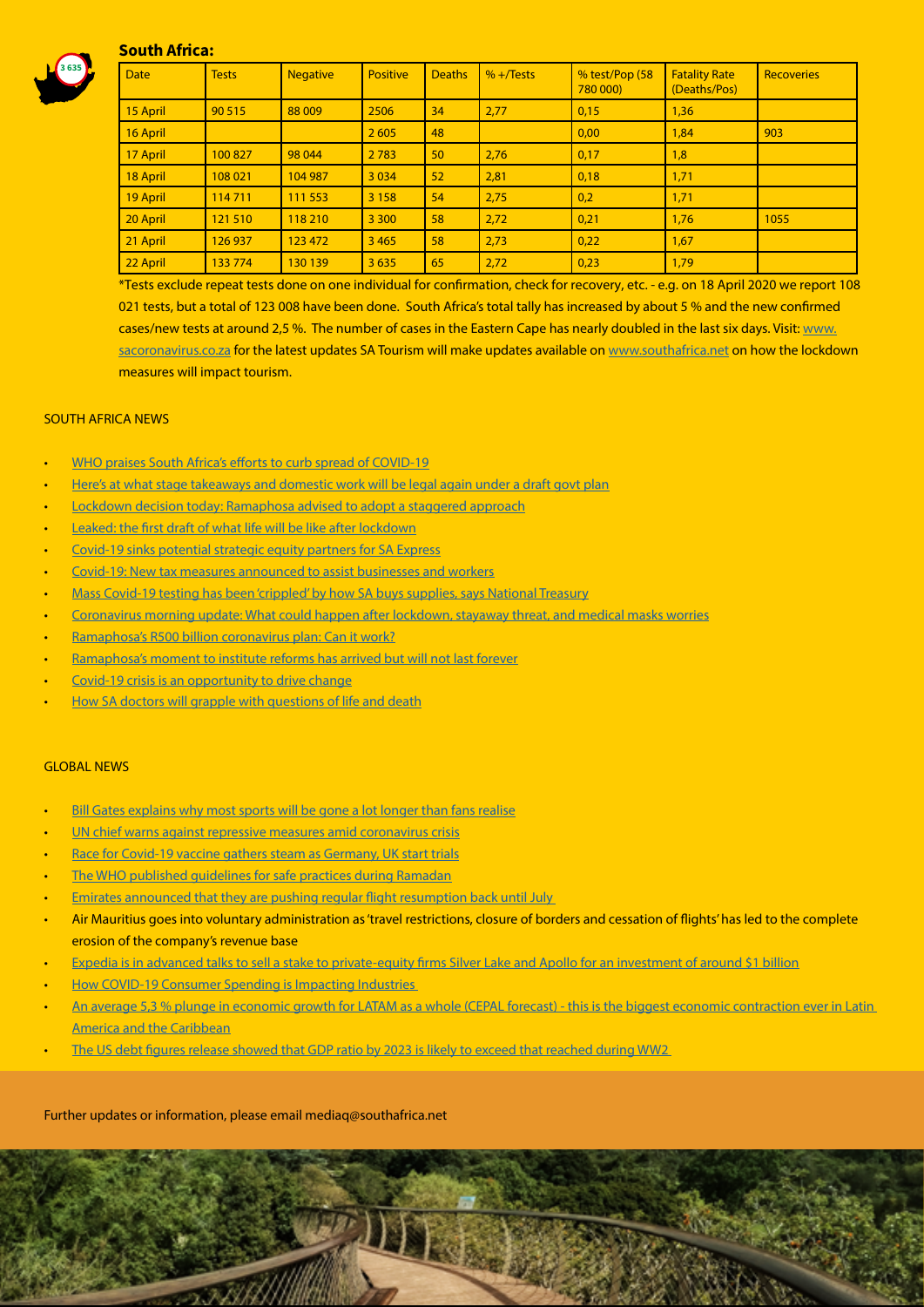## South Africa:

| Date | Tests | Negative | Positive | Deaths | % +/Tests | % test/Pop (58 780 000) | Fatality Rate (Deaths/Pos) | Recoveries |
|---|---|---|---|---|---|---|---|---|
| 15 April | 90 515 | 88 009 | 2506 | 34 | 2,77 | 0,15 | 1,36 | |
| 16 April | | | 2 605 | 48 | | 0,00 | 1,84 | 903 |
| 17 April | 100 827 | 98 044 | 2 783 | 50 | 2,76 | 0,17 | 1,8 | |
| 18 April | 108 021 | 104 987 | 3 034 | 52 | 2,81 | 0,18 | 1,71 | |
| 19 April | 114 711 | 111 553 | 3 158 | 54 | 2,75 | 0,2 | 1,71 | |
| 20 April | 121 510 | 118 210 | 3 300 | 58 | 2,72 | 0,21 | 1,76 | 1055 |
| 21 April | 126 937 | 123 472 | 3 465 | 58 | 2,73 | 0,22 | 1,67 | |
| 22 April | 133 774 | 130 139 | 3 635 | 65 | 2,72 | 0,23 | 1,79 | |

*Tests exclude repeat tests done on one individual for confirmation, check for recovery, etc. - e.g. on 18 April 2020 we report 108 021 tests, but a total of 123 008 have been done. South Africa's total tally has increased by about 5 % and the new confirmed cases/new tests at around 2,5 %. The number of cases in the Eastern Cape has nearly doubled in the last six days. Visit: www.sacoronavirus.co.za for the latest updates SA Tourism will make updates available on www.southafrica.net on how the lockdown measures will impact tourism.

### SOUTH AFRICA NEWS

- WHO praises South Africa's efforts to curb spread of COVID-19
- Here's at what stage takeaways and domestic work will be legal again under a draft govt plan
- Lockdown decision today: Ramaphosa advised to adopt a staggered approach
- Leaked: the first draft of what life will be like after lockdown
- Covid-19 sinks potential strategic equity partners for SA Express
- Covid-19: New tax measures announced to assist businesses and workers
- Mass Covid-19 testing has been 'crippled' by how SA buys supplies, says National Treasury
- Coronavirus morning update: What could happen after lockdown, stayaway threat, and medical masks worries
- Ramaphosa's R500 billion coronavirus plan: Can it work?
- Ramaphosa's moment to institute reforms has arrived but will not last forever
- Covid-19 crisis is an opportunity to drive change
- How SA doctors will grapple with questions of life and death

### GLOBAL NEWS

- Bill Gates explains why most sports will be gone a lot longer than fans realise
- UN chief warns against repressive measures amid coronavirus crisis
- Race for Covid-19 vaccine gathers steam as Germany, UK start trials
- The WHO published guidelines for safe practices during Ramadan
- Emirates announced that they are pushing regular flight resumption back until July
- Air Mauritius goes into voluntary administration as 'travel restrictions, closure of borders and cessation of flights' has led to the complete erosion of the company's revenue base
- Expedia is in advanced talks to sell a stake to private-equity firms Silver Lake and Apollo for an investment of around $1 billion
- How COVID-19 Consumer Spending is Impacting Industries
- An average 5,3 % plunge in economic growth for LATAM as a whole (CEPAL forecast) - this is the biggest economic contraction ever in Latin America and the Caribbean
- The US debt figures release showed that GDP ratio by 2023 is likely to exceed that reached during WW2

Further updates or information, please email mediaq@southafrica.net